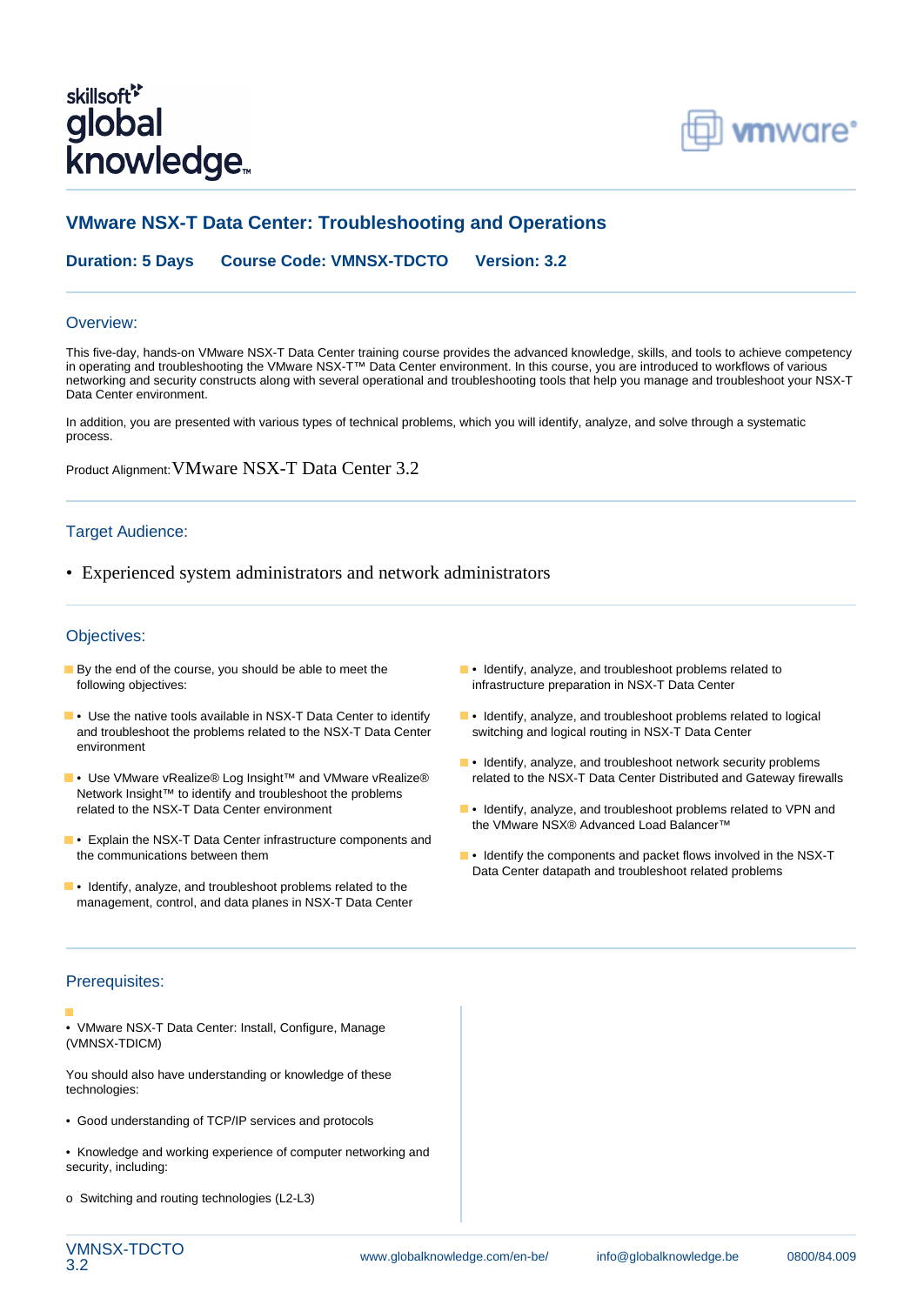# VMware NSX-T Data Center: Troubleshooting and Operations

**Duration: 5 Days** **Course Code: VMNSX-TDCTO** **Version: 3.2**

## Overview:

This five-day, hands-on VMware NSX-T Data Center training course provides the advanced knowledge, skills, and tools to achieve competency in operating and troubleshooting the VMware NSX-T™ Data Center environment. In this course, you are introduced to workflows of various networking and security constructs along with several operational and troubleshooting tools that help you manage and troubleshoot your NSX-T Data Center environment.

In addition, you are presented with various types of technical problems, which you will identify, analyze, and solve through a systematic process.

Product Alignment: VMware NSX-T Data Center 3.2

## Target Audience:

- Experienced system administrators and network administrators

## Objectives:

- By the end of the course, you should be able to meet the following objectives:
- • Use the native tools available in NSX-T Data Center to identify and troubleshoot the problems related to the NSX-T Data Center environment
- • Use VMware vRealize® Log Insight™ and VMware vRealize® Network Insight™ to identify and troubleshoot the problems related to the NSX-T Data Center environment
- • Explain the NSX-T Data Center infrastructure components and the communications between them
- • Identify, analyze, and troubleshoot problems related to the management, control, and data planes in NSX-T Data Center
- • Identify, analyze, and troubleshoot problems related to infrastructure preparation in NSX-T Data Center
- • Identify, analyze, and troubleshoot problems related to logical switching and logical routing in NSX-T Data Center
- • Identify, analyze, and troubleshoot network security problems related to the NSX-T Data Center Distributed and Gateway firewalls
- • Identify, analyze, and troubleshoot problems related to VPN and the VMware NSX® Advanced Load Balancer™
- • Identify the components and packet flows involved in the NSX-T Data Center datapath and troubleshoot related problems

## Prerequisites:

- • VMware NSX-T Data Center: Install, Configure, Manage (VMNSX-TDICM)

You should also have understanding or knowledge of these technologies:

• Good understanding of TCP/IP services and protocols

• Knowledge and working experience of computer networking and security, including:

o Switching and routing technologies (L2-L3)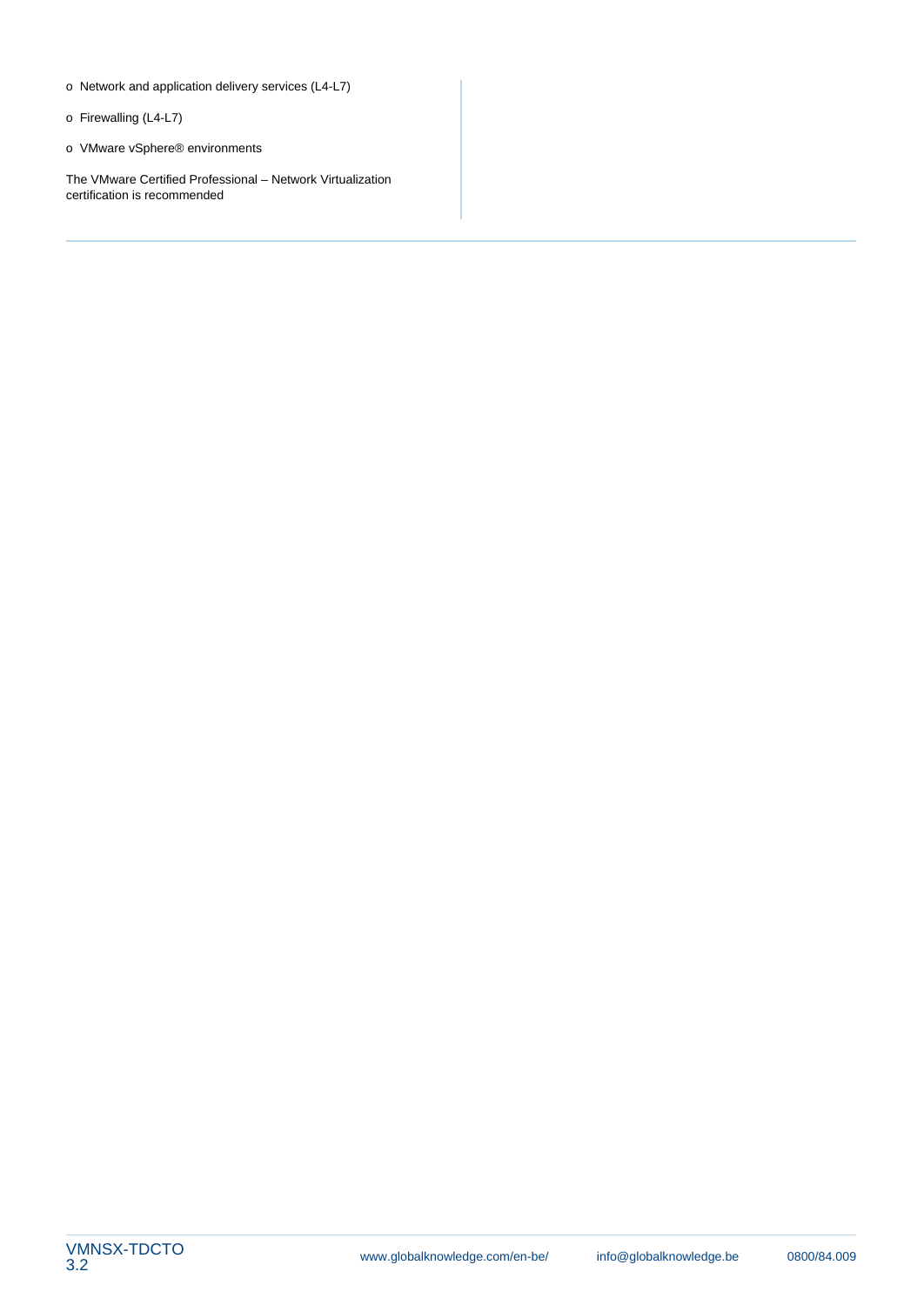- Network and application delivery services (L4-L7)
- Firewalling (L4-L7)
- VMware vSphere® environments

The VMware Certified Professional – Network Virtualization certification is recommended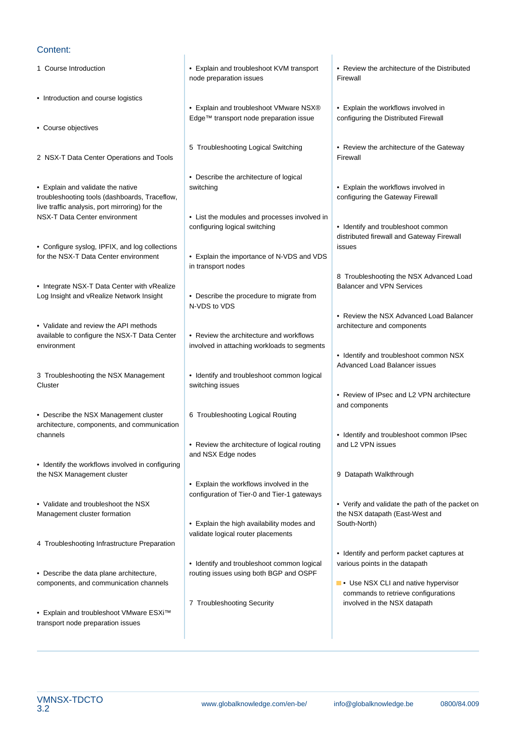## Content:

1 Course Introduction

- Introduction and course logistics
- Course objectives

2 NSX-T Data Center Operations and Tools

- Explain and validate the native troubleshooting tools (dashboards, Traceflow, live traffic analysis, port mirroring) for the NSX-T Data Center environment
- Configure syslog, IPFIX, and log collections for the NSX-T Data Center environment
- Integrate NSX-T Data Center with vRealize Log Insight and vRealize Network Insight
- Validate and review the API methods available to configure the NSX-T Data Center environment

3 Troubleshooting the NSX Management Cluster

- Describe the NSX Management cluster architecture, components, and communication channels
- Identify the workflows involved in configuring the NSX Management cluster
- Validate and troubleshoot the NSX Management cluster formation

4 Troubleshooting Infrastructure Preparation

- Describe the data plane architecture, components, and communication channels
- Explain and troubleshoot VMware ESXi™ transport node preparation issues
- Explain and troubleshoot KVM transport node preparation issues
- Explain and troubleshoot VMware NSX® Edge™ transport node preparation issue

5 Troubleshooting Logical Switching

- Describe the architecture of logical switching
- List the modules and processes involved in configuring logical switching
- Explain the importance of N-VDS and VDS in transport nodes
- Describe the procedure to migrate from N-VDS to VDS
- Review the architecture and workflows involved in attaching workloads to segments
- Identify and troubleshoot common logical switching issues

6 Troubleshooting Logical Routing

- Review the architecture of logical routing and NSX Edge nodes
- Explain the workflows involved in the configuration of Tier-0 and Tier-1 gateways
- Explain the high availability modes and validate logical router placements
- Identify and troubleshoot common logical routing issues using both BGP and OSPF

7 Troubleshooting Security

- Review the architecture of the Distributed Firewall
- Explain the workflows involved in configuring the Distributed Firewall
- Review the architecture of the Gateway Firewall
- Explain the workflows involved in configuring the Gateway Firewall
- Identify and troubleshoot common distributed firewall and Gateway Firewall issues

8 Troubleshooting the NSX Advanced Load Balancer and VPN Services

- Review the NSX Advanced Load Balancer architecture and components
- Identify and troubleshoot common NSX Advanced Load Balancer issues
- Review of IPsec and L2 VPN architecture and components
- Identify and troubleshoot common IPsec and L2 VPN issues

9 Datapath Walkthrough

- Verify and validate the path of the packet on the NSX datapath (East-West and South-North)
- Identify and perform packet captures at various points in the datapath
- Use NSX CLI and native hypervisor commands to retrieve configurations involved in the NSX datapath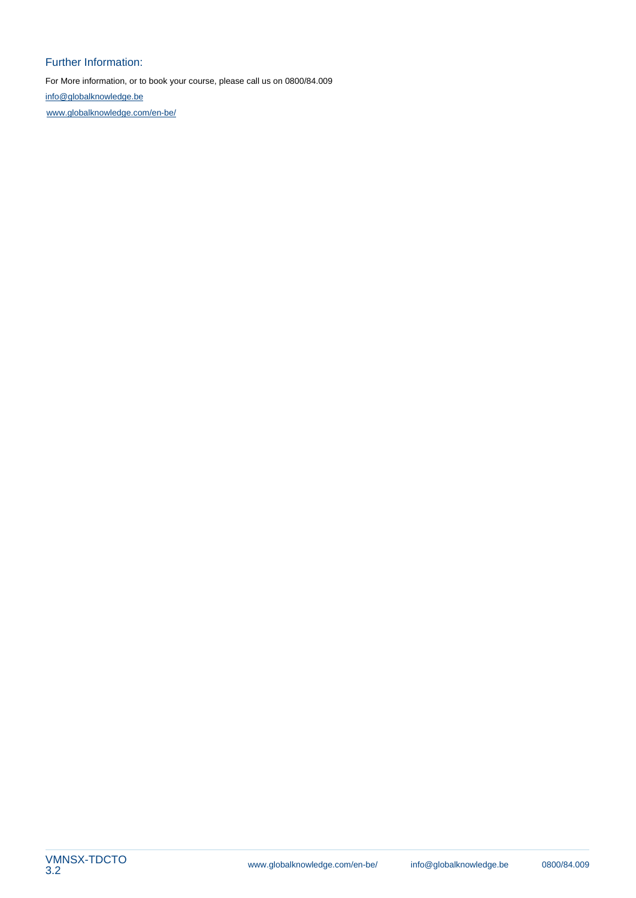## Further Information:

For More information, or to book your course, please call us on 0800/84.009

info@globalknowledge.be

www.globalknowledge.com/en-be/